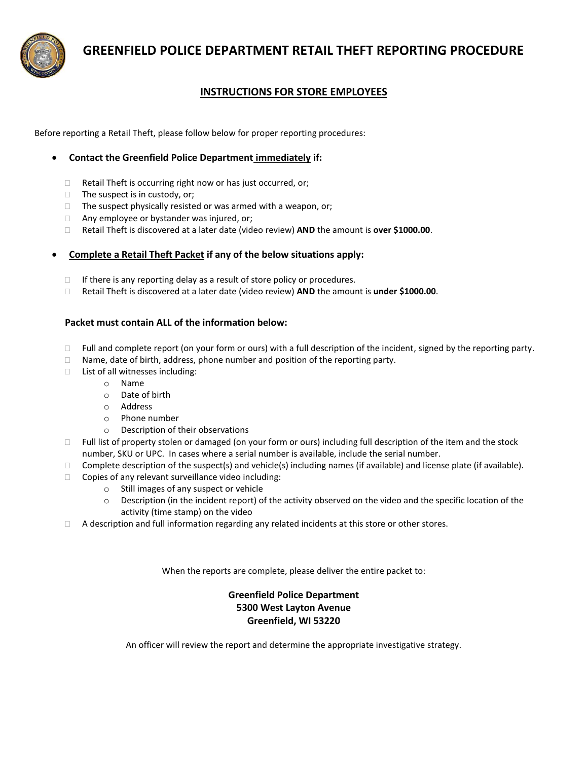# GREENFIELD POLICE DEPARTMENT RETAIL THEFT REPORTING PROCEDURE

## INSTRUCTIONS FOR STORE EMPLOYEES

Before reporting a Retail Theft, please follow below for proper reporting procedures:

- **Contact the Greenfield Police Department immediately if:**
  - Retail Theft is occurring right now or has just occurred, or;
  - The suspect is in custody, or;
  - The suspect physically resisted or was armed with a weapon, or;
  - Any employee or bystander was injured, or;
  - Retail Theft is discovered at a later date (video review) **AND** the amount is **over $1000.00**.

- **Complete a Retail Theft Packet if any of the below situations apply:**
  - If there is any reporting delay as a result of store policy or procedures.
  - Retail Theft is discovered at a later date (video review) **AND** the amount is **under $1000.00**.

**Packet must contain ALL of the information below:**

- Full and complete report (on your form or ours) with a full description of the incident, signed by the reporting party.
- Name, date of birth, address, phone number and position of the reporting party.
- List of all witnesses including:
  - Name
  - Date of birth
  - Address
  - Phone number
  - Description of their observations
- Full list of property stolen or damaged (on your form or ours) including full description of the item and the stock number, SKU or UPC. In cases where a serial number is available, include the serial number.
- Complete description of the suspect(s) and vehicle(s) including names (if available) and license plate (if available).
- Copies of any relevant surveillance video including:
  - Still images of any suspect or vehicle
  - Description (in the incident report) of the activity observed on the video and the specific location of the activity (time stamp) on the video
- A description and full information regarding any related incidents at this store or other stores.

When the reports are complete, please deliver the entire packet to:

**Greenfield Police Department**
**5300 West Layton Avenue**
**Greenfield, WI 53220**

An officer will review the report and determine the appropriate investigative strategy.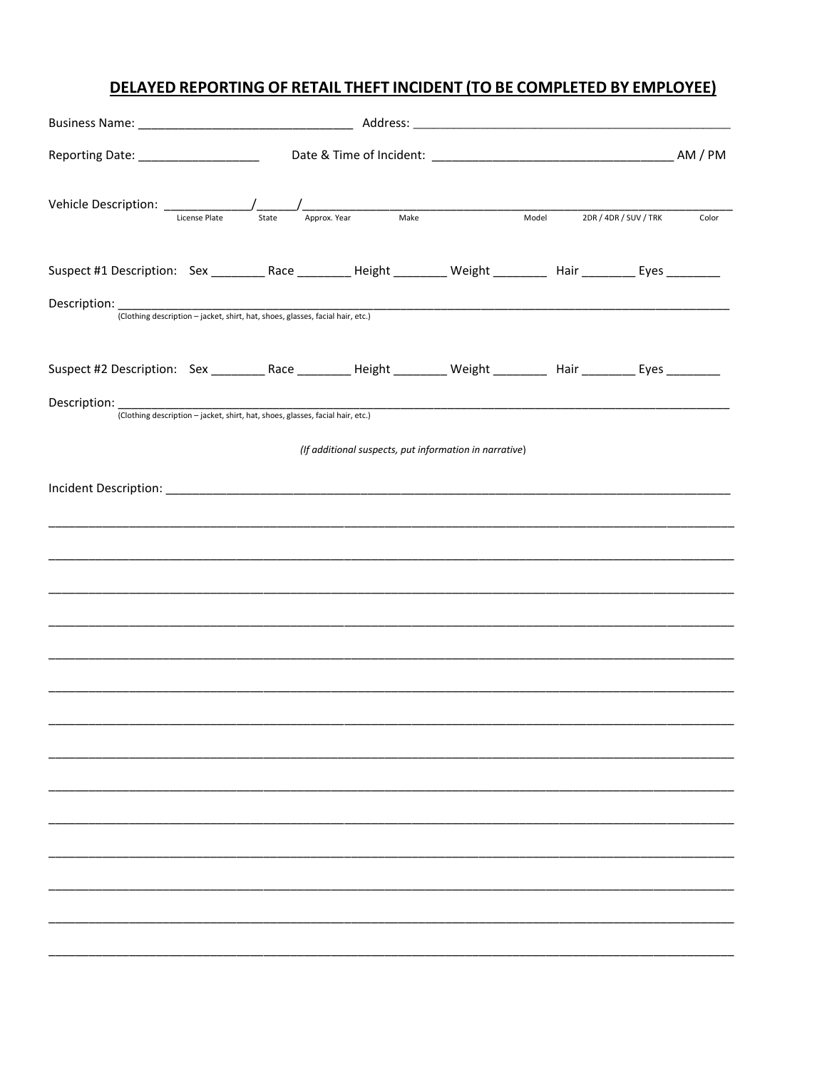## DELAYED REPORTING OF RETAIL THEFT INCIDENT (TO BE COMPLETED BY EMPLOYEE)

Business Name: ______________________________ Address: ______________________________________________

Reporting Date: _________________ Date & Time of Incident: __________________________________ AM / PM

Vehicle Description: ____________/______/________________________________________________________________

License Plate / State / Approx. Year / Make / Model / 2DR / 4DR / SUV / TRK / Color

Suspect #1 Description: Sex ________ Race ________ Height ________ Weight ________ Hair ________ Eyes ________

Description: ____________________________________________________________________________________________

(Clothing description – jacket, shirt, hat, shoes, glasses, facial hair, etc.)

Suspect #2 Description: Sex ________ Race ________ Height ________ Weight ________ Hair ________ Eyes ________

Description: ____________________________________________________________________________________________

(Clothing description – jacket, shirt, hat, shoes, glasses, facial hair, etc.)

*(If additional suspects, put information in narrative)*

Incident Description: ___________________________________________________________________________________

________________________________________________________________________________________________________

________________________________________________________________________________________________________

________________________________________________________________________________________________________

________________________________________________________________________________________________________

________________________________________________________________________________________________________

________________________________________________________________________________________________________

________________________________________________________________________________________________________

________________________________________________________________________________________________________

________________________________________________________________________________________________________

________________________________________________________________________________________________________

________________________________________________________________________________________________________

________________________________________________________________________________________________________

________________________________________________________________________________________________________

________________________________________________________________________________________________________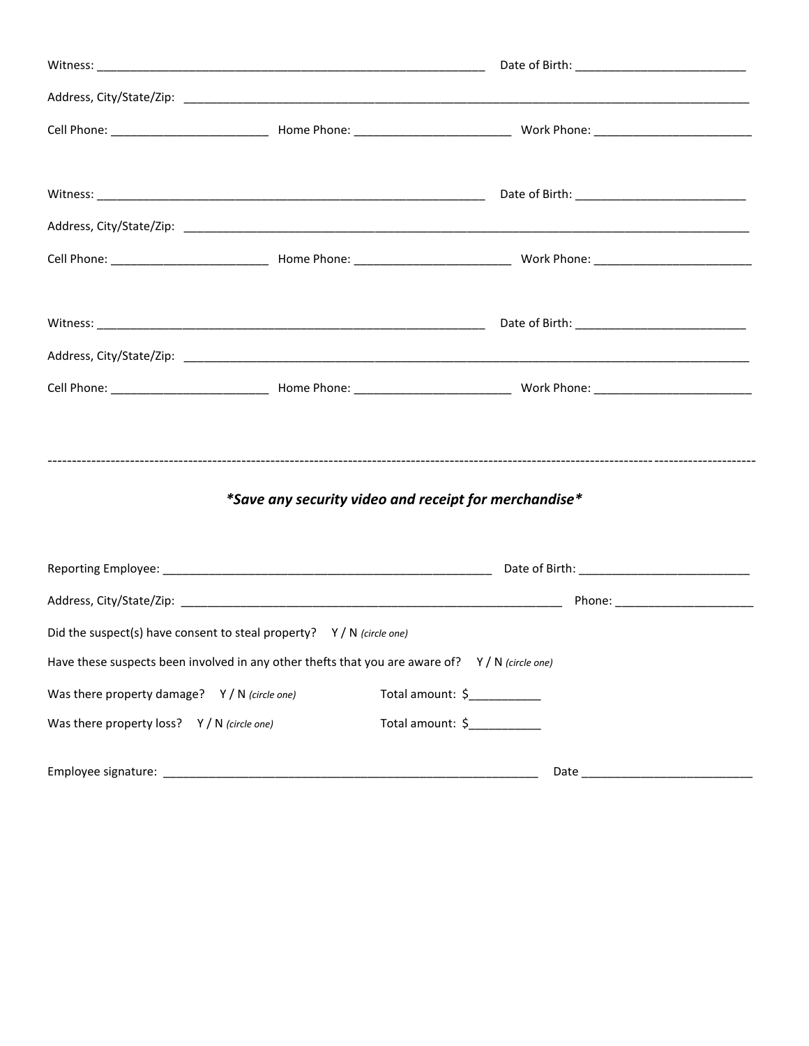Witness: ____________________________________________________________ Date of Birth: __________________________

Address, City/State/Zip: ________________________________________________________________________________________

Cell Phone: ________________________ Home Phone: ________________________ Work Phone: _________________________

Witness: ____________________________________________________________ Date of Birth: __________________________

Address, City/State/Zip: ________________________________________________________________________________________

Cell Phone: ________________________ Home Phone: ________________________ Work Phone: _________________________

Witness: ____________________________________________________________ Date of Birth: __________________________

Address, City/State/Zip: ________________________________________________________________________________________

Cell Phone: ________________________ Home Phone: ________________________ Work Phone: _________________________

---

***Save any security video and receipt for merchandise***

Reporting Employee: ___________________________________________________ Date of Birth: __________________________

Address, City/State/Zip: ____________________________________________________________ Phone: ______________________

Did the suspect(s) have consent to steal property? Y / N *(circle one)*

Have these suspects been involved in any other thefts that you are aware of? Y / N *(circle one)*

Was there property damage? Y / N *(circle one)* Total amount: $___________

Was there property loss? Y / N *(circle one)* Total amount: $___________

Employee signature: ___________________________________________________________ Date __________________________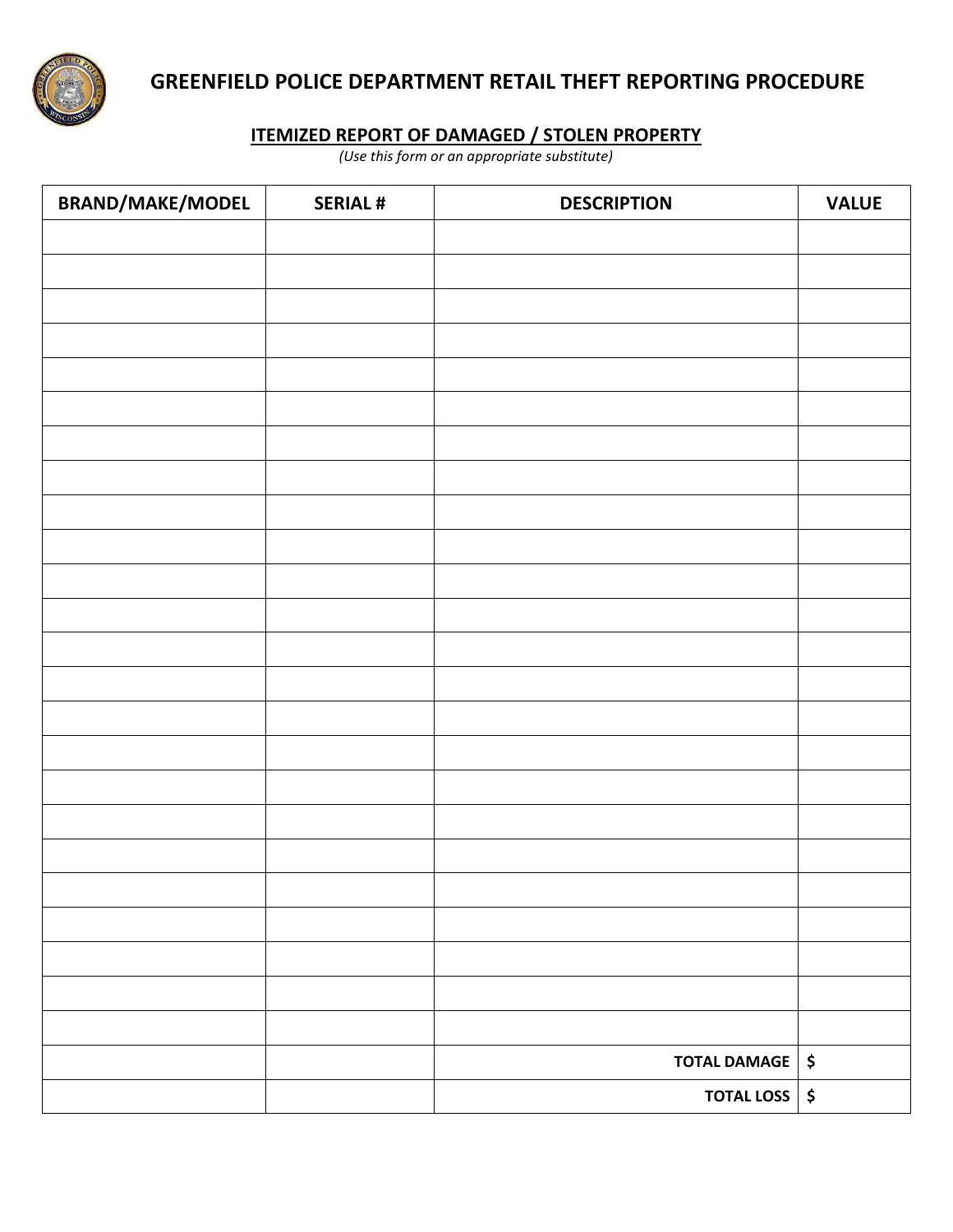# GREENFIELD POLICE DEPARTMENT RETAIL THEFT REPORTING PROCEDURE

## ITEMIZED REPORT OF DAMAGED / STOLEN PROPERTY

*(Use this form or an appropriate substitute)*

| BRAND/MAKE/MODEL | SERIAL # | DESCRIPTION | VALUE |
|---|---|---|---|
| | | | |
| | | | |
| | | | |
| | | | |
| | | | |
| | | | |
| | | | |
| | | | |
| | | | |
| | | | |
| | | | |
| | | | |
| | | | |
| | | | |
| | | | |
| | | | |
| | | | |
| | | | |
| | | | |
| | | | |
| | | | |
| | | | |
| | | | |
| | | | |
| | | **TOTAL DAMAGE** | **$** |
| | | **TOTAL LOSS** | **$** |